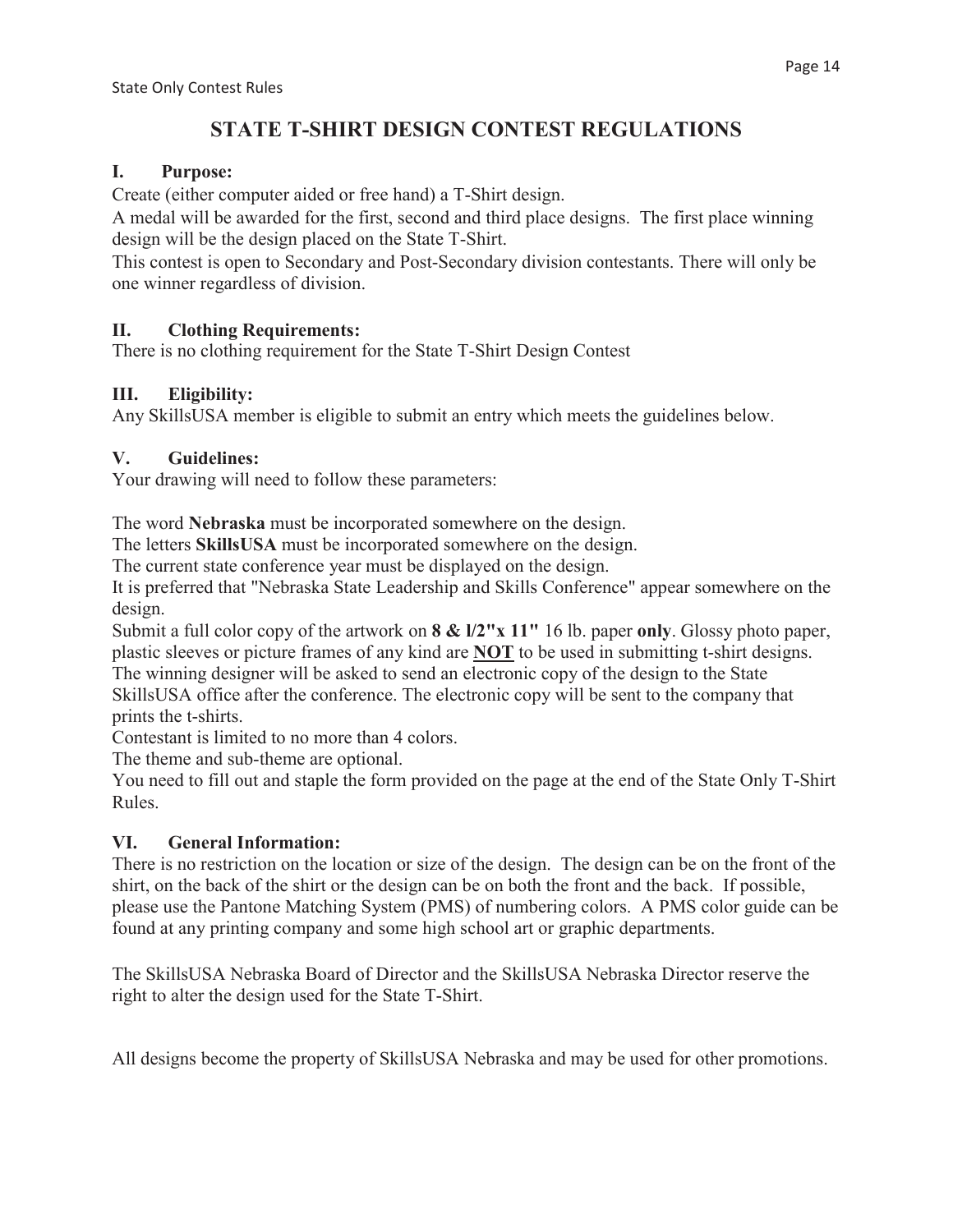# STATE T-SHIRT DESIGN CONTEST REGULATIONS

## I. Purpose:

Create (either computer aided or free hand) a T-Shirt design.

A medal will be awarded for the first, second and third place designs. The first place winning design will be the design placed on the State T-Shirt.

This contest is open to Secondary and Post-Secondary division contestants. There will only be one winner regardless of division.

## II. Clothing Requirements:

There is no clothing requirement for the State T-Shirt Design Contest

## III. Eligibility:

Any SkillsUSA member is eligible to submit an entry which meets the guidelines below.

## V. Guidelines:

Your drawing will need to follow these parameters:

The word **Nebraska** must be incorporated somewhere on the design.

The letters **SkillsUSA** must be incorporated somewhere on the design.

The current state conference year must be displayed on the design.

It is preferred that "Nebraska State Leadership and Skills Conference" appear somewhere on the design.

Submit a full color copy of the artwork on **8 & l/2"x 11"** 16 lb. paper **only**. Glossy photo paper, plastic sleeves or picture frames of any kind are **NOT** to be used in submitting t-shirt designs.

The winning designer will be asked to send an electronic copy of the design to the State SkillsUSA office after the conference. The electronic copy will be sent to the company that prints the t-shirts.

Contestant is limited to no more than 4 colors.

The theme and sub-theme are optional.

You need to fill out and staple the form provided on the page at the end of the State Only T-Shirt Rules.

## VI. General Information:

There is no restriction on the location or size of the design. The design can be on the front of the shirt, on the back of the shirt or the design can be on both the front and the back. If possible, please use the Pantone Matching System (PMS) of numbering colors. A PMS color guide can be found at any printing company and some high school art or graphic departments.

The SkillsUSA Nebraska Board of Director and the SkillsUSA Nebraska Director reserve the right to alter the design used for the State T-Shirt.

All designs become the property of SkillsUSA Nebraska and may be used for other promotions.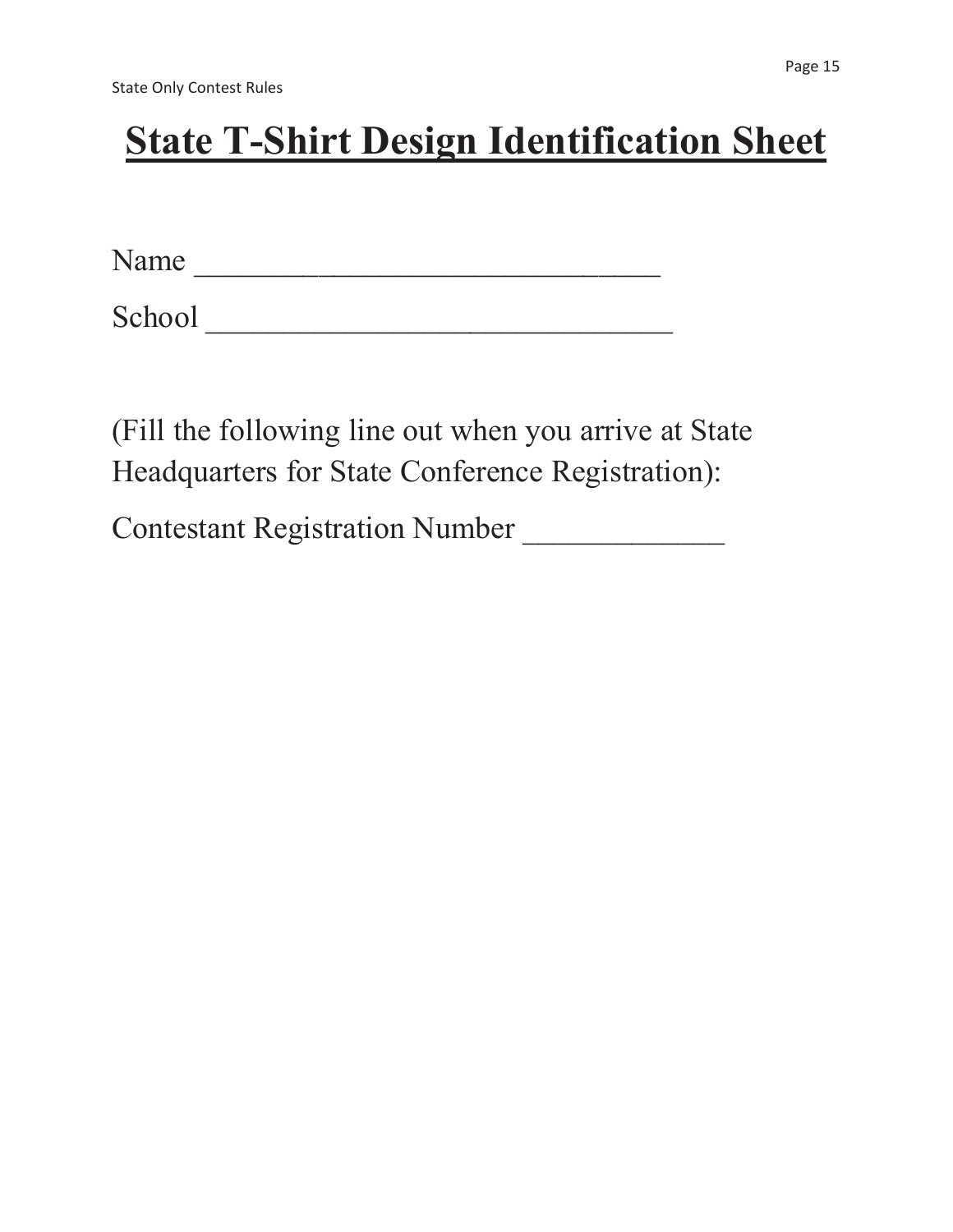# State T-Shirt Design Identification Sheet

Name ______________________________

School ______________________________

(Fill the following line out when you arrive at State Headquarters for State Conference Registration):

Contestant Registration Number _____________